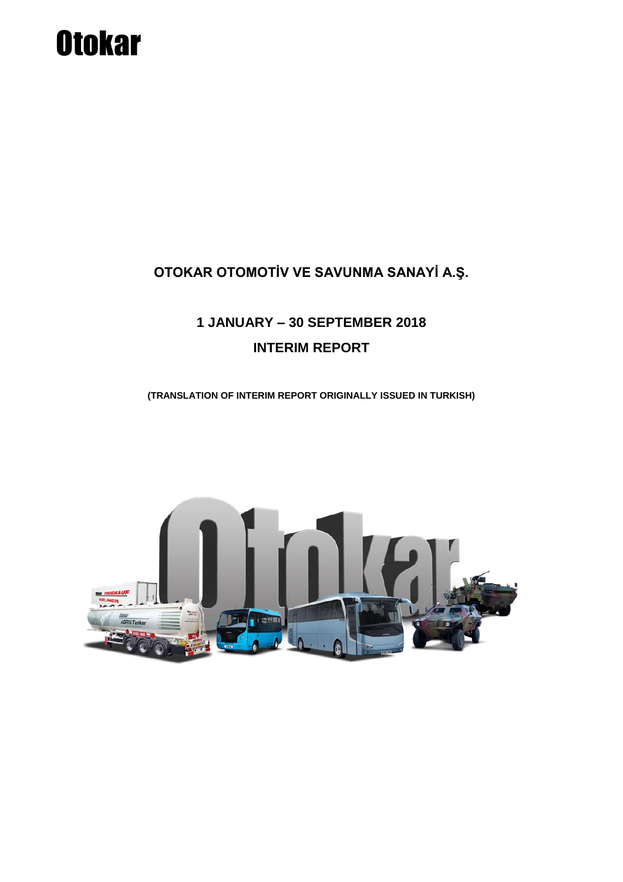# Otokar

## OTOKAR OTOMOTİV VE SAVUNMA SANAYİ A.Ş.

## 1 JANUARY – 30 SEPTEMBER 2018

## INTERIM REPORT

**(TRANSLATION OF INTERIM REPORT ORIGINALLY ISSUED IN TURKISH)**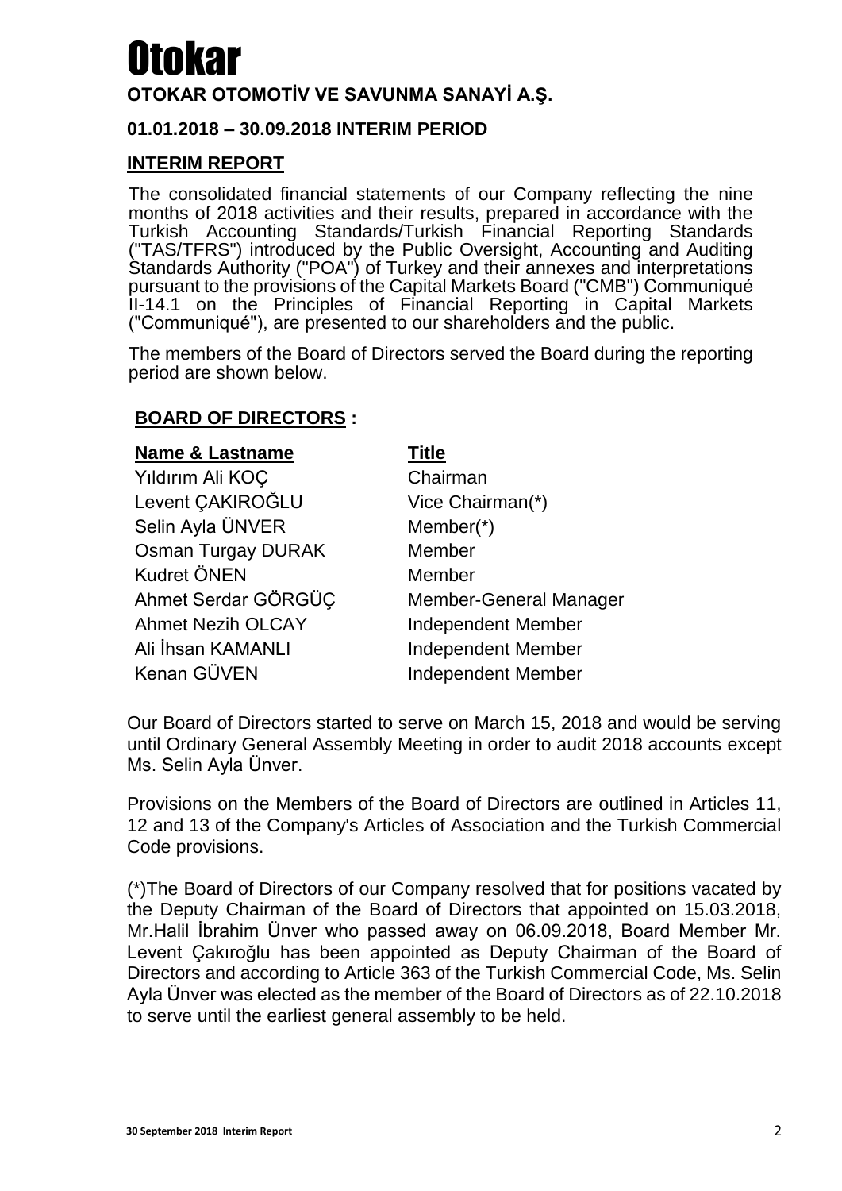# Otokar

**OTOKAR OTOMOTİV VE SAVUNMA SANAYİ A.Ş.**

**01.01.2018 – 30.09.2018 INTERIM PERIOD**

## INTERIM REPORT

The consolidated financial statements of our Company reflecting the nine months of 2018 activities and their results, prepared in accordance with the Turkish Accounting Standards/Turkish Financial Reporting Standards ("TAS/TFRS") introduced by the Public Oversight, Accounting and Auditing Standards Authority ("POA") of Turkey and their annexes and interpretations pursuant to the provisions of the Capital Markets Board ("CMB") Communiqué II-14.1 on the Principles of Financial Reporting in Capital Markets ("Communiqué"), are presented to our shareholders and the public.

The members of the Board of Directors served the Board during the reporting period are shown below.

### BOARD OF DIRECTORS :

| Name & Lastname | Title |
|---|---|
| Yıldırım Ali KOÇ | Chairman |
| Levent ÇAKIROĞLU | Vice Chairman(*) |
| Selin Ayla ÜNVER | Member(*) |
| Osman Turgay DURAK | Member |
| Kudret ÖNEN | Member |
| Ahmet Serdar GÖRGÜÇ | Member-General Manager |
| Ahmet Nezih OLCAY | Independent Member |
| Ali İhsan KAMANLI | Independent Member |
| Kenan GÜVEN | Independent Member |

Our Board of Directors started to serve on March 15, 2018 and would be serving until Ordinary General Assembly Meeting in order to audit 2018 accounts except Ms. Selin Ayla Ünver.

Provisions on the Members of the Board of Directors are outlined in Articles 11, 12 and 13 of the Company's Articles of Association and the Turkish Commercial Code provisions.

(*)The Board of Directors of our Company resolved that for positions vacated by the Deputy Chairman of the Board of Directors that appointed on 15.03.2018, Mr.Halil İbrahim Ünver who passed away on 06.09.2018, Board Member Mr. Levent Çakıroğlu has been appointed as Deputy Chairman of the Board of Directors and according to Article 363 of the Turkish Commercial Code, Ms. Selin Ayla Ünver was elected as the member of the Board of Directors as of 22.10.2018 to serve until the earliest general assembly to be held.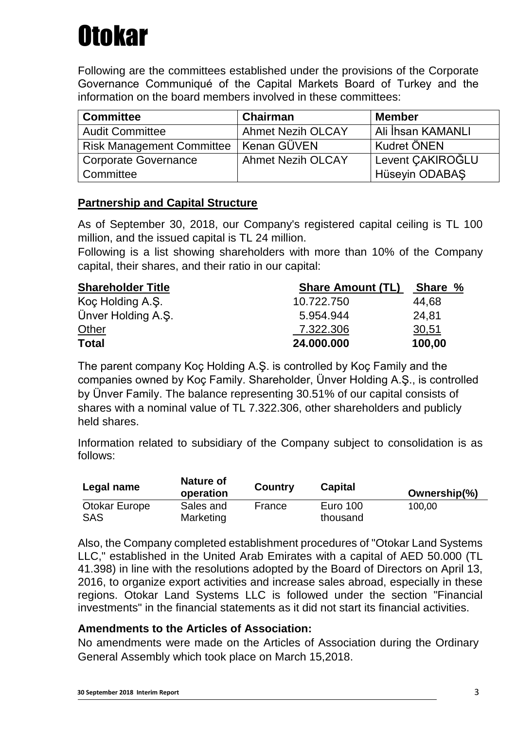# Otokar

Following are the committees established under the provisions of the Corporate Governance Communiqué of the Capital Markets Board of Turkey and the information on the board members involved in these committees:

| Committee | Chairman | Member |
|---|---|---|
| Audit Committee | Ahmet Nezih OLCAY | Ali İhsan KAMANLI |
| Risk Management Committee | Kenan GÜVEN | Kudret ÖNEN |
| Corporate Governance Committee | Ahmet Nezih OLCAY | Levent ÇAKIROĞLU<br>Hüseyin ODABAŞ |

## Partnership and Capital Structure

As of September 30, 2018, our Company's registered capital ceiling is TL 100 million, and the issued capital is TL 24 million.

Following is a list showing shareholders with more than 10% of the Company capital, their shares, and their ratio in our capital:

| Shareholder Title | Share Amount (TL) | Share % |
|---|---|---|
| Koç Holding A.Ş. | 10.722.750 | 44,68 |
| Ünver Holding A.Ş. | 5.954.944 | 24,81 |
| Other | 7.322.306 | 30,51 |
| **Total** | **24.000.000** | **100,00** |

The parent company Koç Holding A.Ş. is controlled by Koç Family and the companies owned by Koç Family. Shareholder, Ünver Holding A.Ş., is controlled by Ünver Family. The balance representing 30.51% of our capital consists of shares with a nominal value of TL 7.322.306, other shareholders and publicly held shares.

Information related to subsidiary of the Company subject to consolidation is as follows:

| Legal name | Nature of operation | Country | Capital | Ownership(%) |
|---|---|---|---|---|
| Otokar Europe SAS | Sales and Marketing | France | Euro 100 thousand | 100,00 |

Also, the Company completed establishment procedures of "Otokar Land Systems LLC," established in the United Arab Emirates with a capital of AED 50.000 (TL 41.398) in line with the resolutions adopted by the Board of Directors on April 13, 2016, to organize export activities and increase sales abroad, especially in these regions. Otokar Land Systems LLC is followed under the section "Financial investments" in the financial statements as it did not start its financial activities.

**Amendments to the Articles of Association:**

No amendments were made on the Articles of Association during the Ordinary General Assembly which took place on March 15,2018.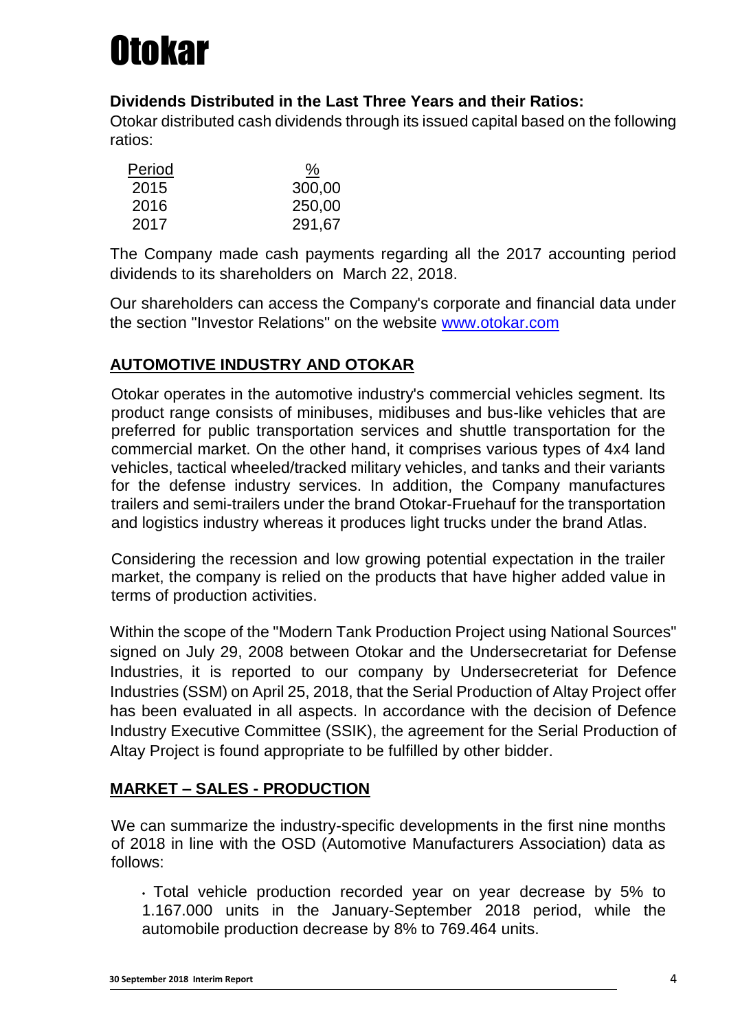# Otokar

**Dividends Distributed in the Last Three Years and their Ratios:**

Otokar distributed cash dividends through its issued capital based on the following ratios:

| Period | % |
|---|---|
| 2015 | 300,00 |
| 2016 | 250,00 |
| 2017 | 291,67 |

The Company made cash payments regarding all the 2017 accounting period dividends to its shareholders on March 22, 2018.

Our shareholders can access the Company's corporate and financial data under the section "Investor Relations" on the website www.otokar.com

## AUTOMOTIVE INDUSTRY AND OTOKAR

Otokar operates in the automotive industry's commercial vehicles segment. Its product range consists of minibuses, midibuses and bus-like vehicles that are preferred for public transportation services and shuttle transportation for the commercial market. On the other hand, it comprises various types of 4x4 land vehicles, tactical wheeled/tracked military vehicles, and tanks and their variants for the defense industry services. In addition, the Company manufactures trailers and semi-trailers under the brand Otokar-Fruehauf for the transportation and logistics industry whereas it produces light trucks under the brand Atlas.

Considering the recession and low growing potential expectation in the trailer market, the company is relied on the products that have higher added value in terms of production activities.

Within the scope of the "Modern Tank Production Project using National Sources" signed on July 29, 2008 between Otokar and the Undersecretariat for Defense Industries, it is reported to our company by Undersecreteriat for Defence Industries (SSM) on April 25, 2018, that the Serial Production of Altay Project offer has been evaluated in all aspects. In accordance with the decision of Defence Industry Executive Committee (SSIK), the agreement for the Serial Production of Altay Project is found appropriate to be fulfilled by other bidder.

## MARKET – SALES - PRODUCTION

We can summarize the industry-specific developments in the first nine months of 2018 in line with the OSD (Automotive Manufacturers Association) data as follows:

- Total vehicle production recorded year on year decrease by 5% to 1.167.000 units in the January-September 2018 period, while the automobile production decrease by 8% to 769.464 units.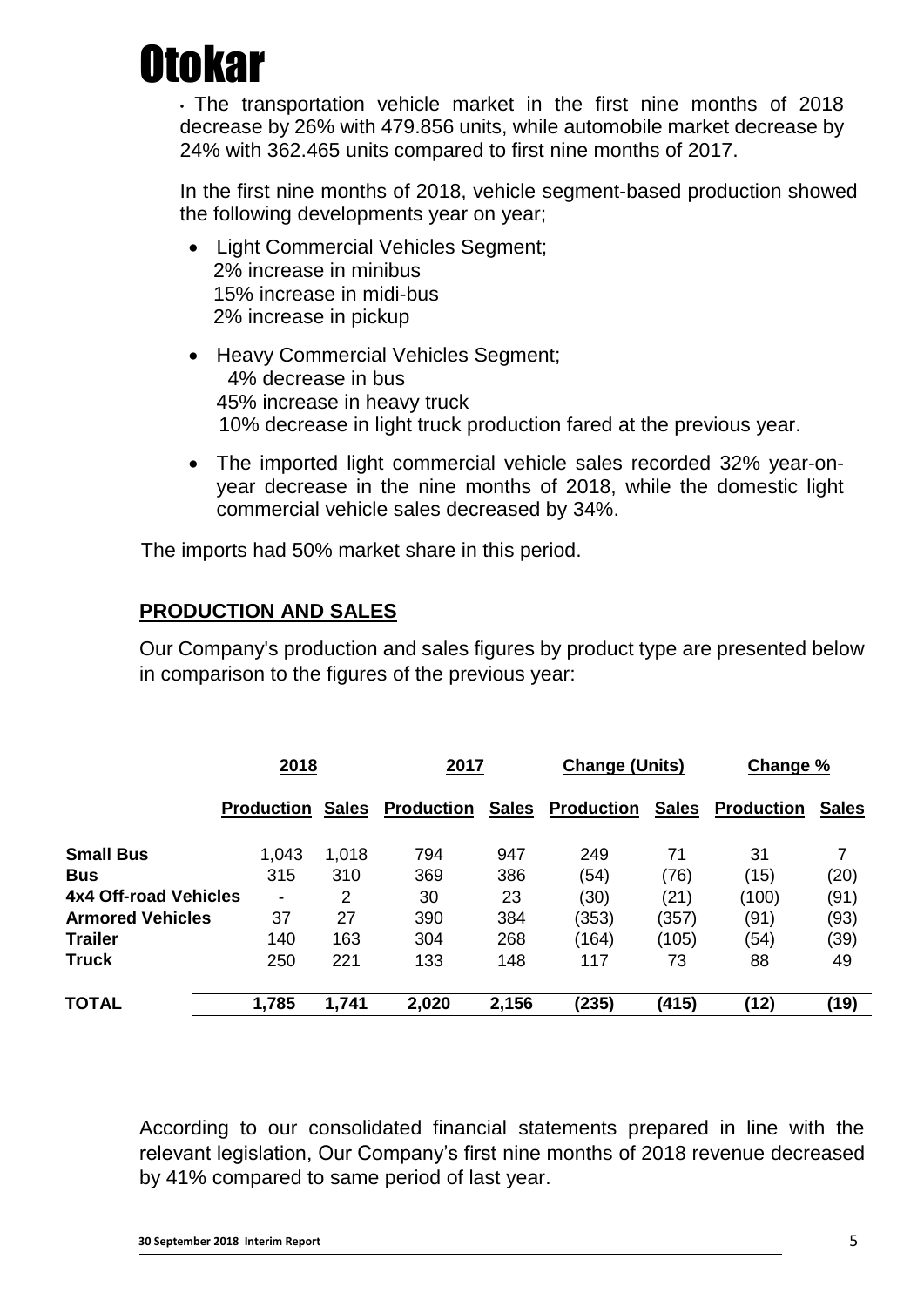# Otokar

- The transportation vehicle market in the first nine months of 2018 decrease by 26% with 479.856 units, while automobile market decrease by 24% with 362.465 units compared to first nine months of 2017.

In the first nine months of 2018, vehicle segment-based production showed the following developments year on year;

- Light Commercial Vehicles Segment;
  2% increase in minibus
  15% increase in midi-bus
  2% increase in pickup

- Heavy Commercial Vehicles Segment;
  4% decrease in bus
  45% increase in heavy truck
  10% decrease in light truck production fared at the previous year.

- The imported light commercial vehicle sales recorded 32% year-on-year decrease in the nine months of 2018, while the domestic light commercial vehicle sales decreased by 34%.

The imports had 50% market share in this period.

## PRODUCTION AND SALES

Our Company's production and sales figures by product type are presented below in comparison to the figures of the previous year:

| | 2018 | | 2017 | | Change (Units) | | Change % | |
|---|---|---|---|---|---|---|---|---|
| | Production | Sales | Production | Sales | Production | Sales | Production | Sales |
| **Small Bus** | 1,043 | 1,018 | 794 | 947 | 249 | 71 | 31 | 7 |
| **Bus** | 315 | 310 | 369 | 386 | (54) | (76) | (15) | (20) |
| **4x4 Off-road Vehicles** | - | 2 | 30 | 23 | (30) | (21) | (100) | (91) |
| **Armored Vehicles** | 37 | 27 | 390 | 384 | (353) | (357) | (91) | (93) |
| **Trailer** | 140 | 163 | 304 | 268 | (164) | (105) | (54) | (39) |
| **Truck** | 250 | 221 | 133 | 148 | 117 | 73 | 88 | 49 |
| **TOTAL** | **1,785** | **1,741** | **2,020** | **2,156** | **(235)** | **(415)** | **(12)** | **(19)** |

According to our consolidated financial statements prepared in line with the relevant legislation, Our Company's first nine months of 2018 revenue decreased by 41% compared to same period of last year.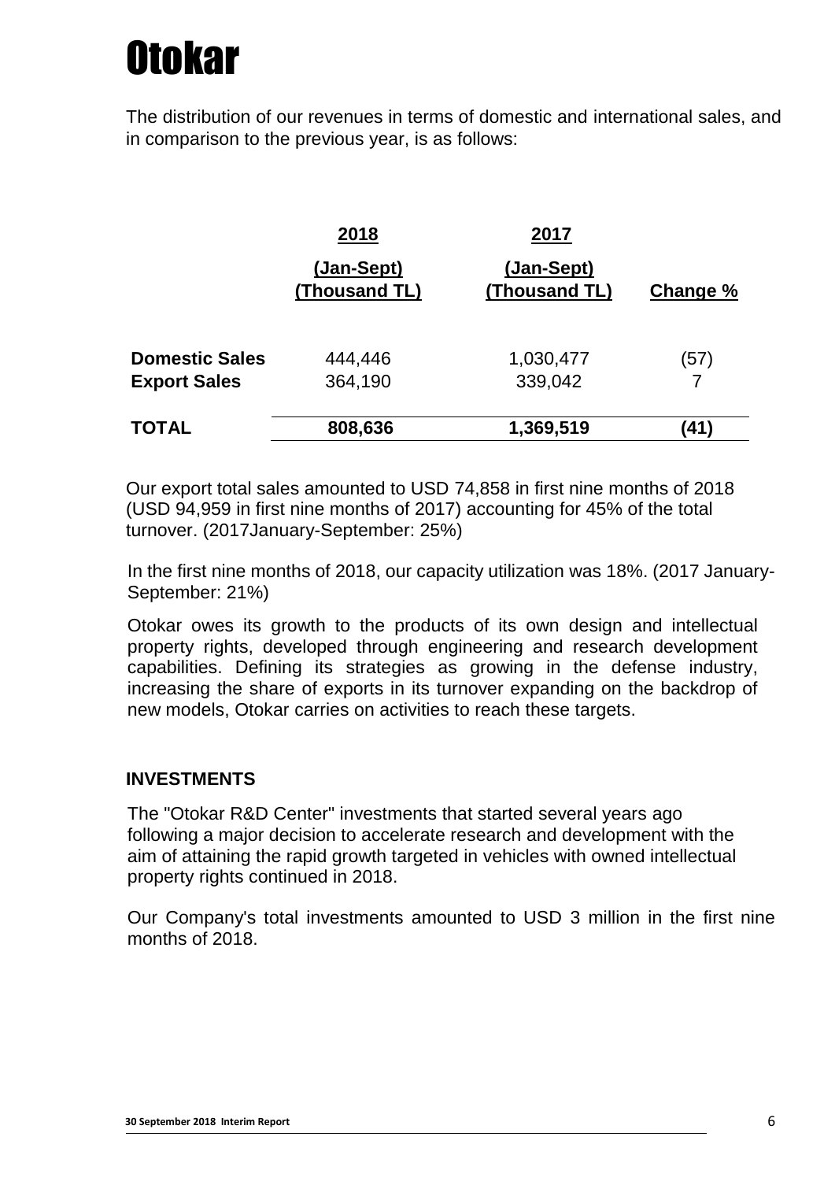# Otokar

The distribution of our revenues in terms of domestic and international sales, and in comparison to the previous year, is as follows:

| | 2018 (Jan-Sept) (Thousand TL) | 2017 (Jan-Sept) (Thousand TL) | Change % |
|---|---|---|---|
| **Domestic Sales** | 444,446 | 1,030,477 | (57) |
| **Export Sales** | 364,190 | 339,042 | 7 |
| **TOTAL** | **808,636** | **1,369,519** | **(41)** |

Our export total sales amounted to USD 74,858 in first nine months of 2018 (USD 94,959 in first nine months of 2017) accounting for 45% of the total turnover. (2017January-September: 25%)

In the first nine months of 2018, our capacity utilization was 18%. (2017 January-September: 21%)

Otokar owes its growth to the products of its own design and intellectual property rights, developed through engineering and research development capabilities. Defining its strategies as growing in the defense industry, increasing the share of exports in its turnover expanding on the backdrop of new models, Otokar carries on activities to reach these targets.

## INVESTMENTS

The "Otokar R&D Center" investments that started several years ago following a major decision to accelerate research and development with the aim of attaining the rapid growth targeted in vehicles with owned intellectual property rights continued in 2018.

Our Company's total investments amounted to USD 3 million in the first nine months of 2018.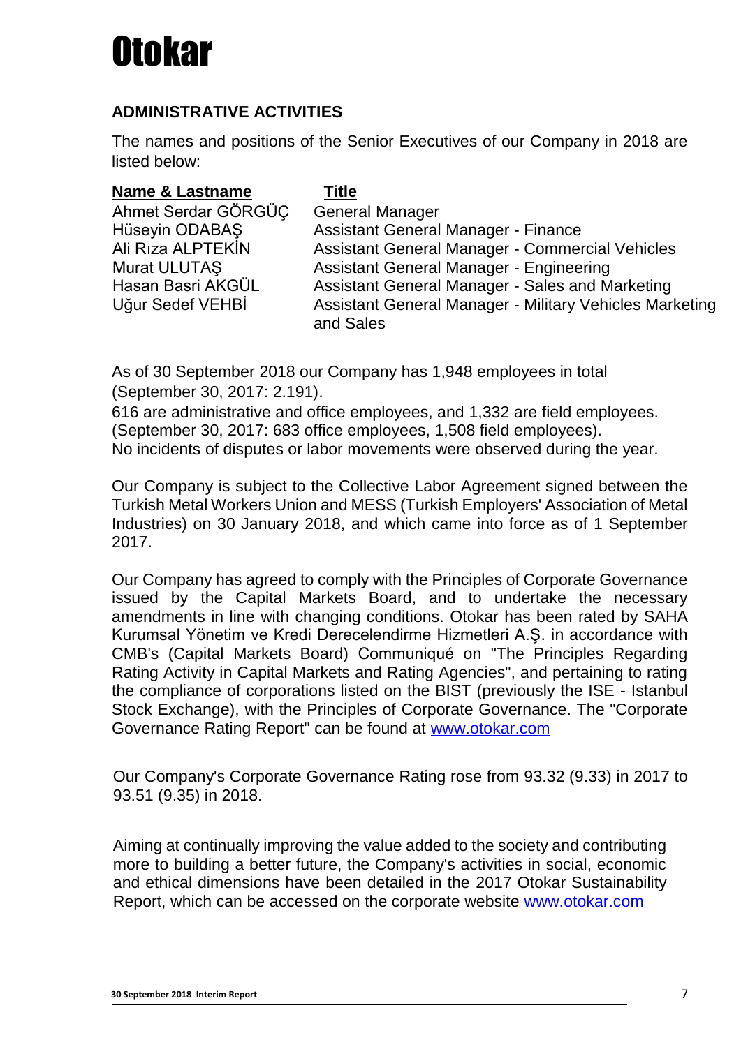## ADMINISTRATIVE ACTIVITIES

The names and positions of the Senior Executives of our Company in 2018 are listed below:

| Name & Lastname | Title |
|---|---|
| Ahmet Serdar GÖRGÜÇ | General Manager |
| Hüseyin ODABAŞ | Assistant General Manager - Finance |
| Ali Rıza ALPTEKİN | Assistant General Manager - Commercial Vehicles |
| Murat ULUTAŞ | Assistant General Manager - Engineering |
| Hasan Basri AKGÜL | Assistant General Manager - Sales and Marketing |
| Uğur Sedef VEHBİ | Assistant General Manager - Military Vehicles Marketing and Sales |

As of 30 September 2018 our Company has 1,948 employees in total (September 30, 2017: 2.191).
616 are administrative and office employees, and 1,332 are field employees. (September 30, 2017: 683 office employees, 1,508 field employees).
No incidents of disputes or labor movements were observed during the year.

Our Company is subject to the Collective Labor Agreement signed between the Turkish Metal Workers Union and MESS (Turkish Employers' Association of Metal Industries) on 30 January 2018, and which came into force as of 1 September 2017.

Our Company has agreed to comply with the Principles of Corporate Governance issued by the Capital Markets Board, and to undertake the necessary amendments in line with changing conditions. Otokar has been rated by SAHA Kurumsal Yönetim ve Kredi Derecelendirme Hizmetleri A.Ş. in accordance with CMB's (Capital Markets Board) Communiqué on "The Principles Regarding Rating Activity in Capital Markets and Rating Agencies", and pertaining to rating the compliance of corporations listed on the BIST (previously the ISE - Istanbul Stock Exchange), with the Principles of Corporate Governance. The "Corporate Governance Rating Report" can be found at www.otokar.com

Our Company's Corporate Governance Rating rose from 93.32 (9.33) in 2017 to 93.51 (9.35) in 2018.

Aiming at continually improving the value added to the society and contributing more to building a better future, the Company's activities in social, economic and ethical dimensions have been detailed in the 2017 Otokar Sustainability Report, which can be accessed on the corporate website www.otokar.com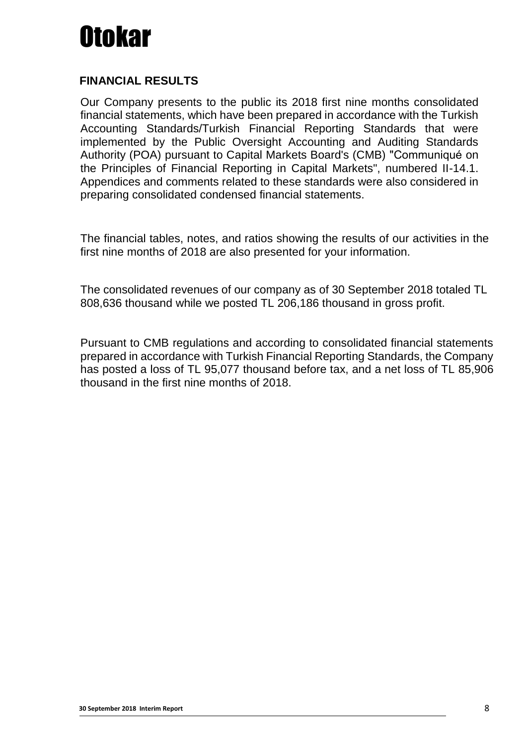# Otokar

## FINANCIAL RESULTS

Our Company presents to the public its 2018 first nine months consolidated financial statements, which have been prepared in accordance with the Turkish Accounting Standards/Turkish Financial Reporting Standards that were implemented by the Public Oversight Accounting and Auditing Standards Authority (POA) pursuant to Capital Markets Board's (CMB) "Communiqué on the Principles of Financial Reporting in Capital Markets", numbered II-14.1. Appendices and comments related to these standards were also considered in preparing consolidated condensed financial statements.

The financial tables, notes, and ratios showing the results of our activities in the first nine months of 2018 are also presented for your information.

The consolidated revenues of our company as of 30 September 2018 totaled TL 808,636 thousand while we posted TL 206,186 thousand in gross profit.

Pursuant to CMB regulations and according to consolidated financial statements prepared in accordance with Turkish Financial Reporting Standards, the Company has posted a loss of TL 95,077 thousand before tax, and a net loss of TL 85,906 thousand in the first nine months of 2018.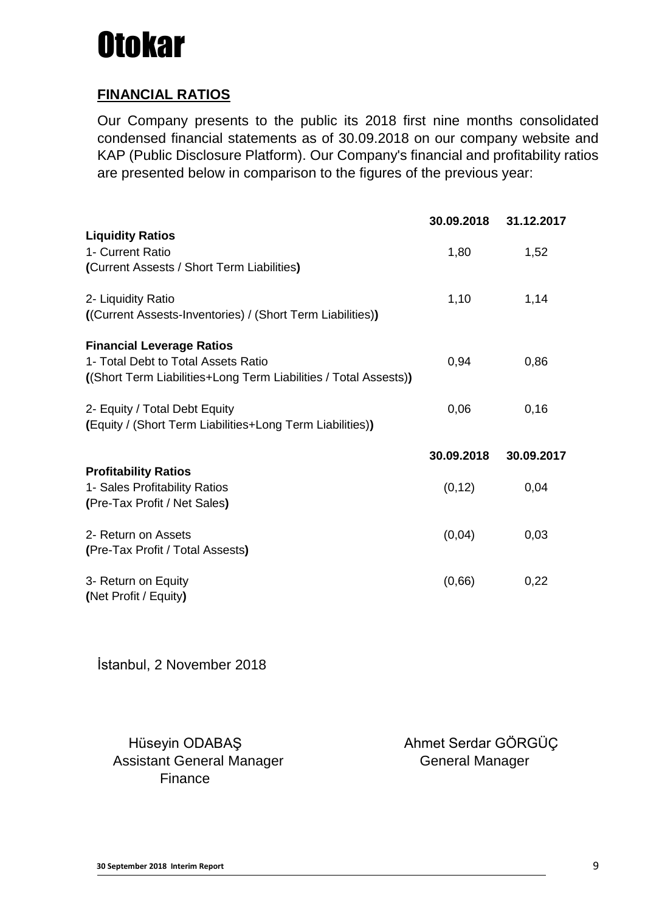# Otokar

## FINANCIAL RATIOS

Our Company presents to the public its 2018 first nine months consolidated condensed financial statements as of 30.09.2018 on our company website and KAP (Public Disclosure Platform). Our Company's financial and profitability ratios are presented below in comparison to the figures of the previous year:

| | 30.09.2018 | 31.12.2017 |
|---|---|---|
| **Liquidity Ratios** | | |
| 1- Current Ratio<br>**(**Current Assests / Short Term Liabilities**)** | 1,80 | 1,52 |
| 2- Liquidity Ratio<br>**(**(Current Assests-Inventories) / (Short Term Liabilities)**)** | 1,10 | 1,14 |
| **Financial Leverage Ratios** | | |
| 1- Total Debt to Total Assets Ratio<br>**(**(Short Term Liabilities+Long Term Liabilities / Total Assets)**)** | 0,94 | 0,86 |
| 2- Equity / Total Debt Equity<br>**(**Equity / (Short Term Liabilities+Long Term Liabilities)**)** | 0,06 | 0,16 |
| | **30.09.2018** | **30.09.2017** |
| **Profitability Ratios** | | |
| 1- Sales Profitability Ratios<br>**(**Pre-Tax Profit / Net Sales**)** | (0,12) | 0,04 |
| 2- Return on Assets<br>**(**Pre-Tax Profit / Total Assests**)** | (0,04) | 0,03 |
| 3- Return on Equity<br>**(**Net Profit / Equity**)** | (0,66) | 0,22 |

İstanbul, 2 November 2018

Hüseyin ODABAŞ
Assistant General Manager
Finance

Ahmet Serdar GÖRGÜÇ
General Manager